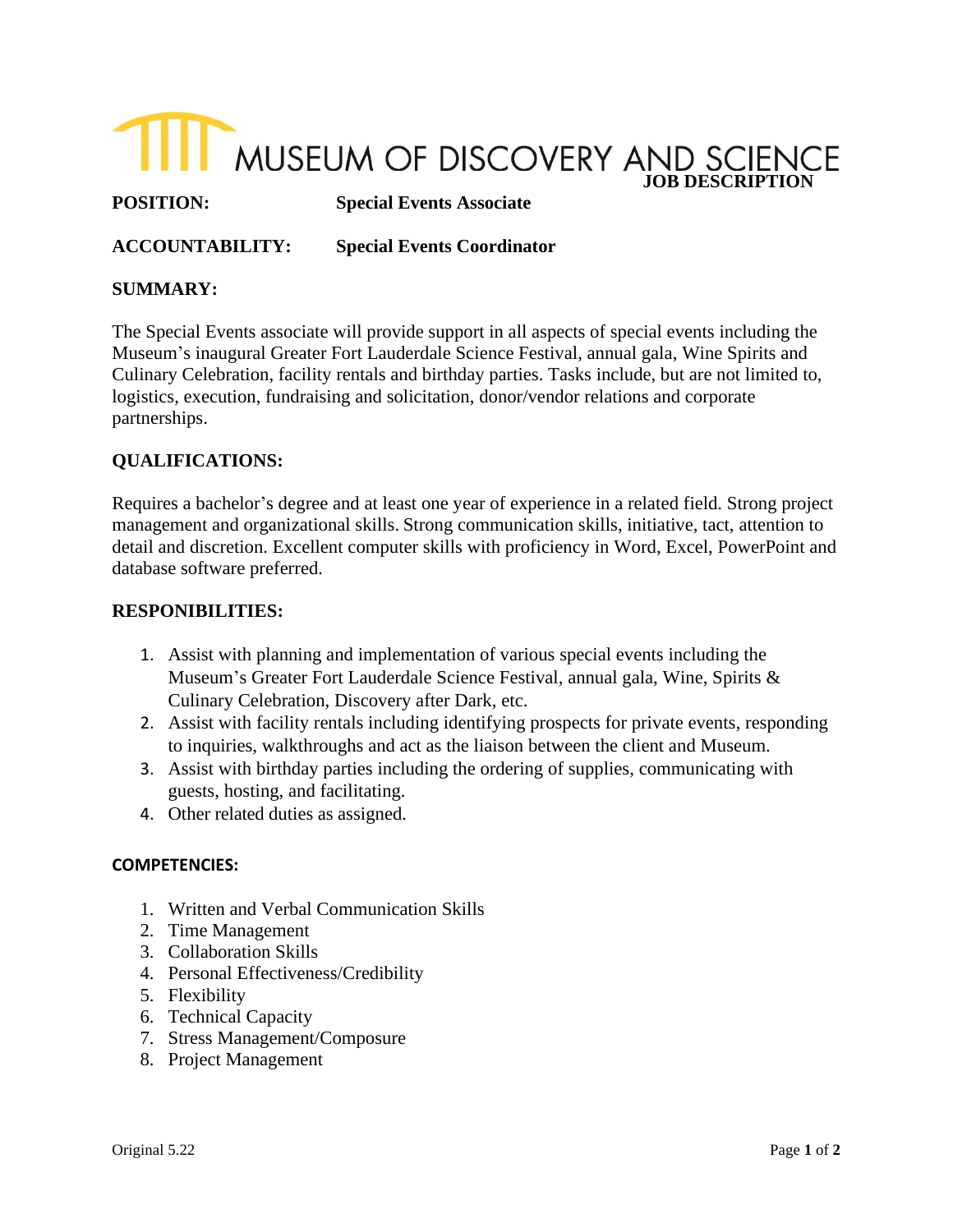# MUSEUM OF DISCOVERY AND SCIENCE

**JOB DESCRIPTION**

**POSITION:** **Special Events Associate**

**ACCOUNTABILITY:** **Special Events Coordinator**

## SUMMARY:

The Special Events associate will provide support in all aspects of special events including the Museum's inaugural Greater Fort Lauderdale Science Festival, annual gala, Wine Spirits and Culinary Celebration, facility rentals and birthday parties. Tasks include, but are not limited to, logistics, execution, fundraising and solicitation, donor/vendor relations and corporate partnerships.

## QUALIFICATIONS:

Requires a bachelor's degree and at least one year of experience in a related field. Strong project management and organizational skills. Strong communication skills, initiative, tact, attention to detail and discretion. Excellent computer skills with proficiency in Word, Excel, PowerPoint and database software preferred.

## RESPONIBILITIES:

1. Assist with planning and implementation of various special events including the Museum's Greater Fort Lauderdale Science Festival, annual gala, Wine, Spirits & Culinary Celebration, Discovery after Dark, etc.
2. Assist with facility rentals including identifying prospects for private events, responding to inquiries, walkthroughs and act as the liaison between the client and Museum.
3. Assist with birthday parties including the ordering of supplies, communicating with guests, hosting, and facilitating.
4. Other related duties as assigned.

## COMPETENCIES:

1. Written and Verbal Communication Skills
2. Time Management
3. Collaboration Skills
4. Personal Effectiveness/Credibility
5. Flexibility
6. Technical Capacity
7. Stress Management/Composure
8. Project Management

Original 5.22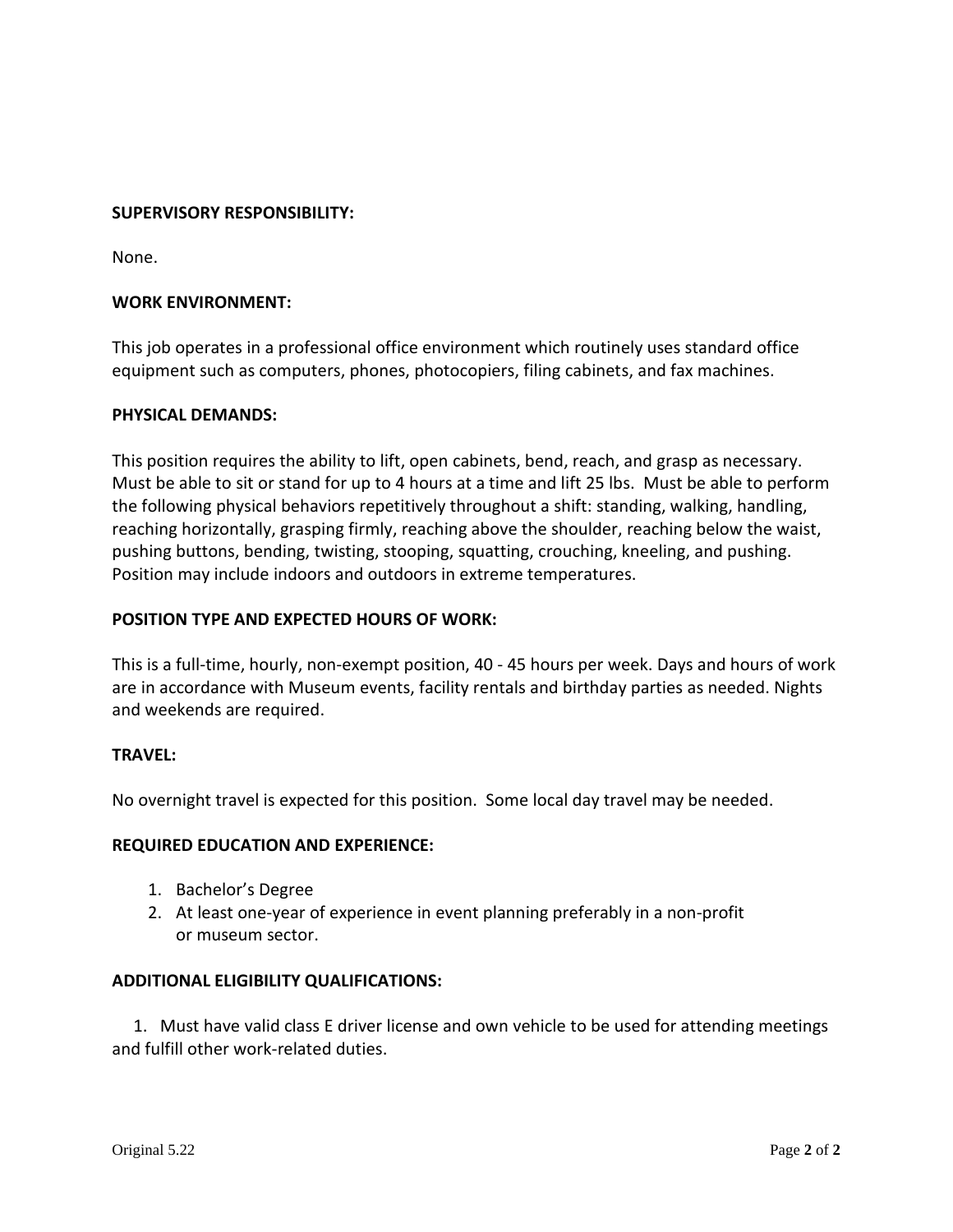**SUPERVISORY RESPONSIBILITY:**

None.

**WORK ENVIRONMENT:**

This job operates in a professional office environment which routinely uses standard office equipment such as computers, phones, photocopiers, filing cabinets, and fax machines.

**PHYSICAL DEMANDS:**

This position requires the ability to lift, open cabinets, bend, reach, and grasp as necessary. Must be able to sit or stand for up to 4 hours at a time and lift 25 lbs. Must be able to perform the following physical behaviors repetitively throughout a shift: standing, walking, handling, reaching horizontally, grasping firmly, reaching above the shoulder, reaching below the waist, pushing buttons, bending, twisting, stooping, squatting, crouching, kneeling, and pushing. Position may include indoors and outdoors in extreme temperatures.

**POSITION TYPE AND EXPECTED HOURS OF WORK:**

This is a full-time, hourly, non-exempt position, 40 - 45 hours per week. Days and hours of work are in accordance with Museum events, facility rentals and birthday parties as needed. Nights and weekends are required.

**TRAVEL:**

No overnight travel is expected for this position. Some local day travel may be needed.

**REQUIRED EDUCATION AND EXPERIENCE:**

1. Bachelor's Degree
2. At least one-year of experience in event planning preferably in a non-profit or museum sector.

**ADDITIONAL ELIGIBILITY QUALIFICATIONS:**

1. Must have valid class E driver license and own vehicle to be used for attending meetings and fulfill other work-related duties.

Original 5.22